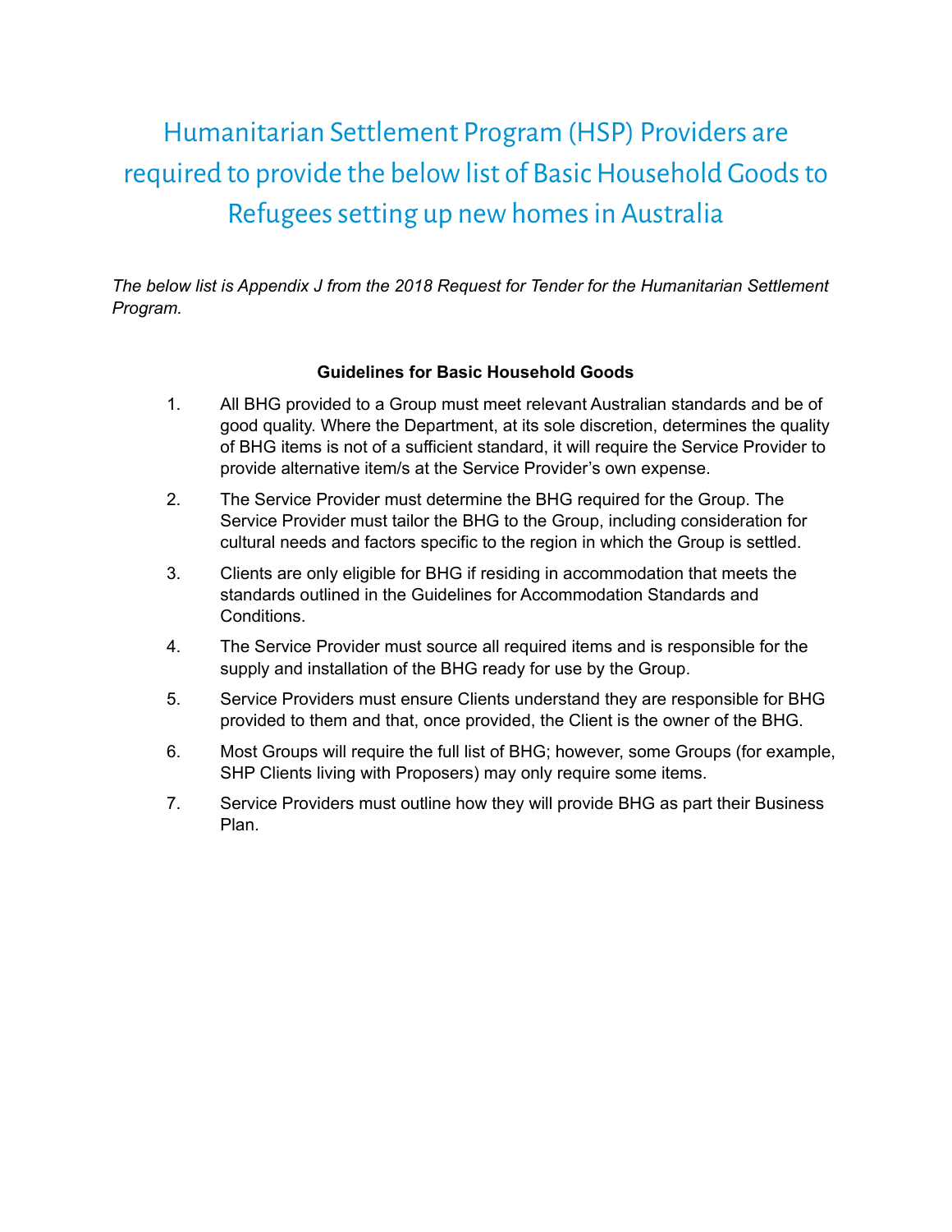# Humanitarian Settlement Program (HSP) Providers are required to provide the below list of Basic Household Goods to Refugees setting up new homes in Australia

*The below list is Appendix J from the 2018 Request for Tender for the Humanitarian Settlement Program.*

**Guidelines for Basic Household Goods**

1. All BHG provided to a Group must meet relevant Australian standards and be of good quality. Where the Department, at its sole discretion, determines the quality of BHG items is not of a sufficient standard, it will require the Service Provider to provide alternative item/s at the Service Provider's own expense.
2. The Service Provider must determine the BHG required for the Group. The Service Provider must tailor the BHG to the Group, including consideration for cultural needs and factors specific to the region in which the Group is settled.
3. Clients are only eligible for BHG if residing in accommodation that meets the standards outlined in the Guidelines for Accommodation Standards and Conditions.
4. The Service Provider must source all required items and is responsible for the supply and installation of the BHG ready for use by the Group.
5. Service Providers must ensure Clients understand they are responsible for BHG provided to them and that, once provided, the Client is the owner of the BHG.
6. Most Groups will require the full list of BHG; however, some Groups (for example, SHP Clients living with Proposers) may only require some items.
7. Service Providers must outline how they will provide BHG as part their Business Plan.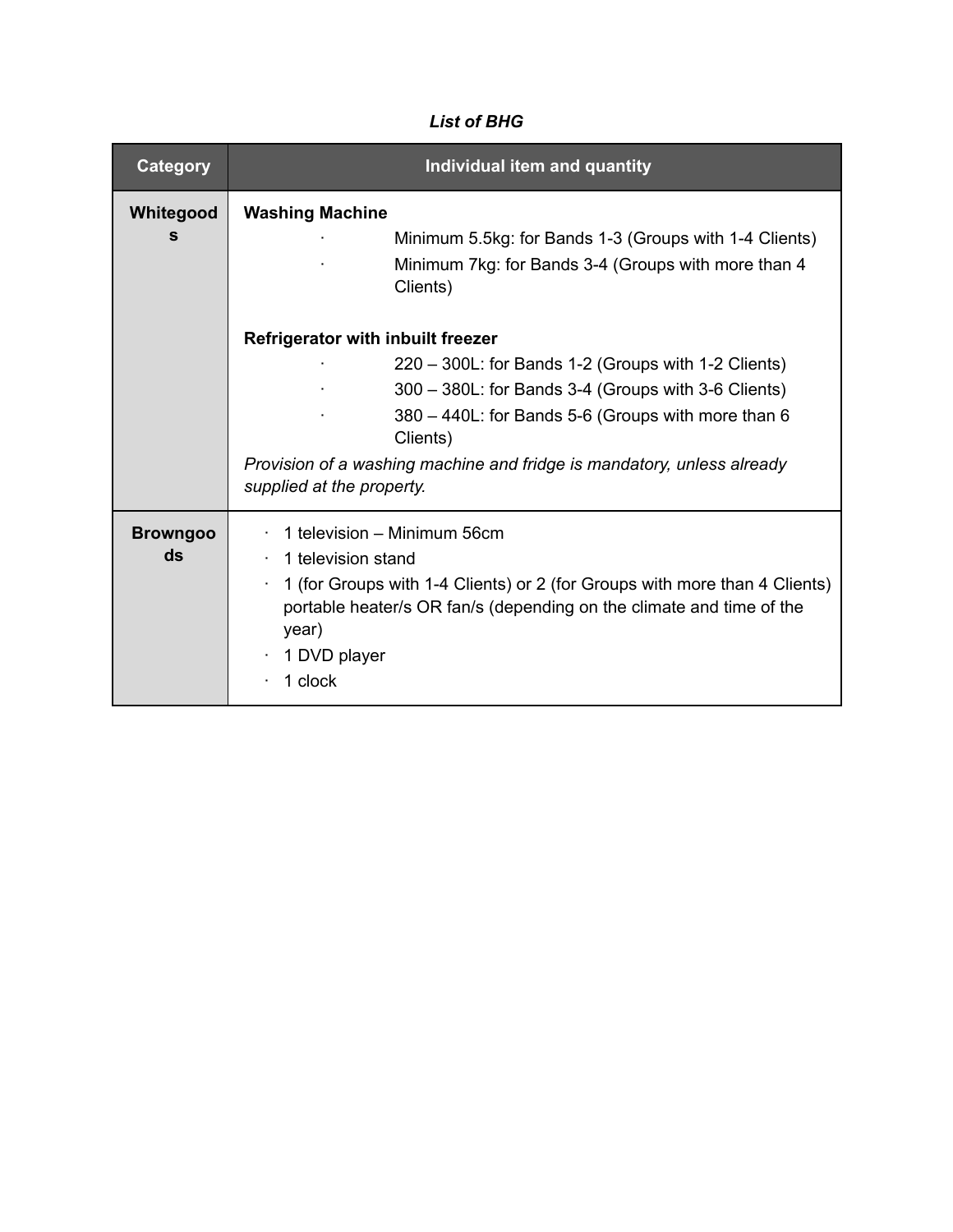*List of BHG*

| Category | Individual item and quantity |
|---|---|
| Whitegoods | **Washing Machine**<br>· Minimum 5.5kg: for Bands 1-3 (Groups with 1-4 Clients)<br>· Minimum 7kg: for Bands 3-4 (Groups with more than 4 Clients)<br><br>**Refrigerator with inbuilt freezer**<br>· 220 – 300L: for Bands 1-2 (Groups with 1-2 Clients)<br>· 300 – 380L: for Bands 3-4 (Groups with 3-6 Clients)<br>· 380 – 440L: for Bands 5-6 (Groups with more than 6 Clients)<br>*Provision of a washing machine and fridge is mandatory, unless already supplied at the property.* |
| Browngoods | · 1 television – Minimum 56cm<br>· 1 television stand<br>· 1 (for Groups with 1-4 Clients) or 2 (for Groups with more than 4 Clients) portable heater/s OR fan/s (depending on the climate and time of the year)<br>· 1 DVD player<br>· 1 clock |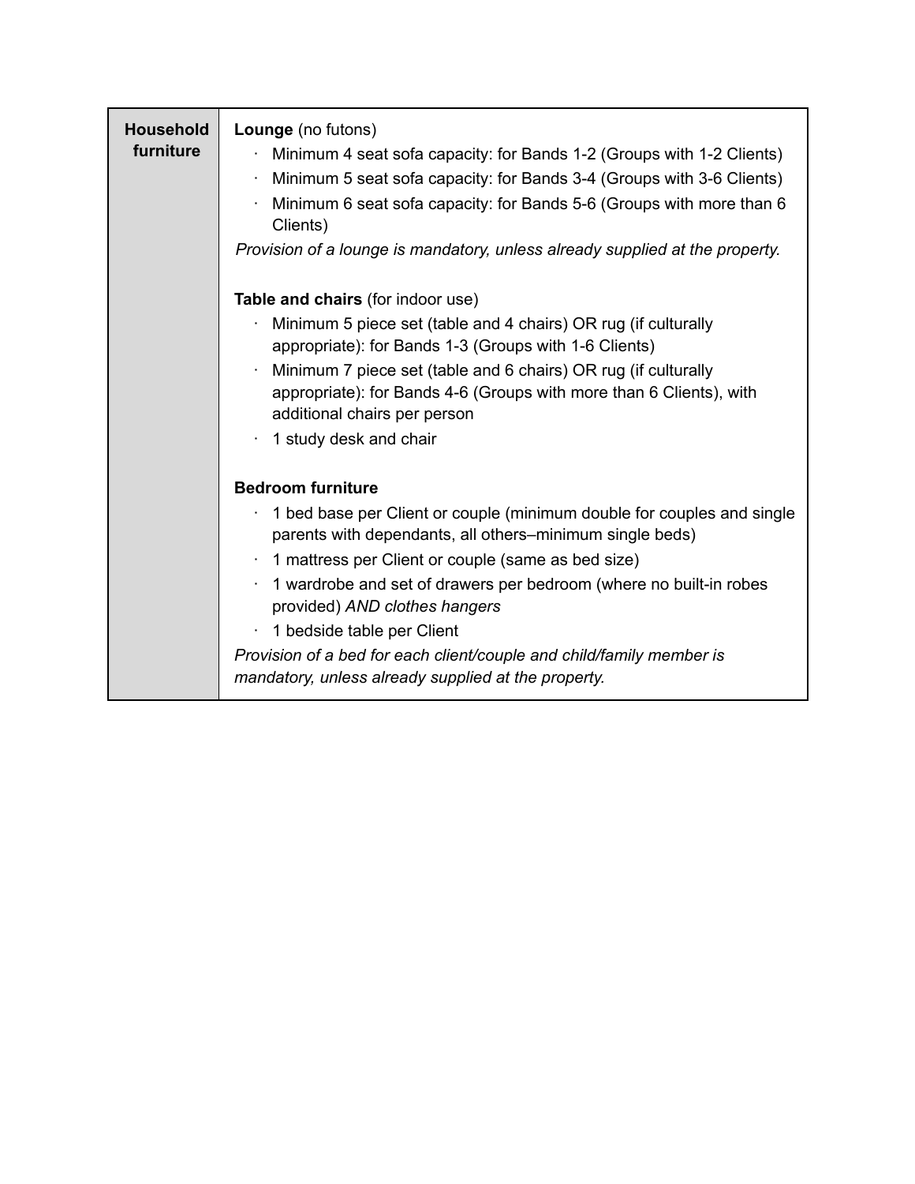| **Household furniture** | **Lounge** (no futons)<br>· Minimum 4 seat sofa capacity: for Bands 1-2 (Groups with 1-2 Clients)<br>· Minimum 5 seat sofa capacity: for Bands 3-4 (Groups with 3-6 Clients)<br>· Minimum 6 seat sofa capacity: for Bands 5-6 (Groups with more than 6 Clients)<br>*Provision of a lounge is mandatory, unless already supplied at the property.*<br><br>**Table and chairs** (for indoor use)<br>· Minimum 5 piece set (table and 4 chairs) OR rug (if culturally appropriate): for Bands 1-3 (Groups with 1-6 Clients)<br>· Minimum 7 piece set (table and 6 chairs) OR rug (if culturally appropriate): for Bands 4-6 (Groups with more than 6 Clients), with additional chairs per person<br>· 1 study desk and chair<br><br>**Bedroom furniture**<br>· 1 bed base per Client or couple (minimum double for couples and single parents with dependants, all others–minimum single beds)<br>· 1 mattress per Client or couple (same as bed size)<br>· 1 wardrobe and set of drawers per bedroom (where no built-in robes provided) *AND clothes hangers*<br>· 1 bedside table per Client<br>*Provision of a bed for each client/couple and child/family member is mandatory, unless already supplied at the property.* |
|---|---|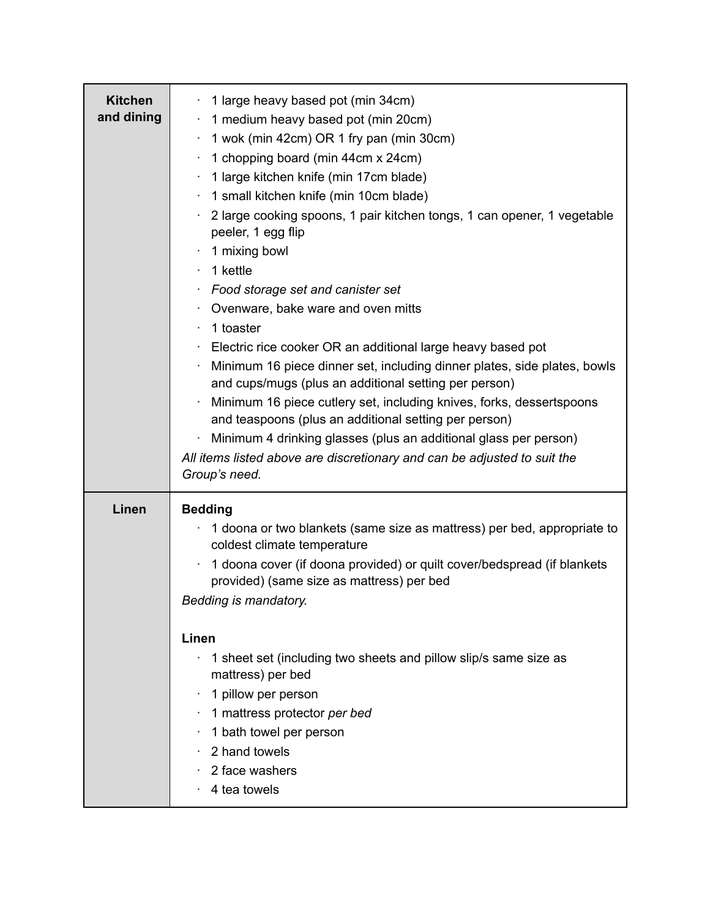| | |
|---|---|
| **Kitchen and dining** | · 1 large heavy based pot (min 34cm)<br>· 1 medium heavy based pot (min 20cm)<br>· 1 wok (min 42cm) OR 1 fry pan (min 30cm)<br>· 1 chopping board (min 44cm x 24cm)<br>· 1 large kitchen knife (min 17cm blade)<br>· 1 small kitchen knife (min 10cm blade)<br>· 2 large cooking spoons, 1 pair kitchen tongs, 1 can opener, 1 vegetable peeler, 1 egg flip<br>· 1 mixing bowl<br>· 1 kettle<br>· *Food storage set and canister set*<br>· Ovenware, bake ware and oven mitts<br>· 1 toaster<br>· Electric rice cooker OR an additional large heavy based pot<br>· Minimum 16 piece dinner set, including dinner plates, side plates, bowls and cups/mugs (plus an additional setting per person)<br>· Minimum 16 piece cutlery set, including knives, forks, dessertspoons and teaspoons (plus an additional setting per person)<br>· Minimum 4 drinking glasses (plus an additional glass per person)<br>*All items listed above are discretionary and can be adjusted to suit the Group's need.* |
| **Linen** | **Bedding**<br>· 1 doona or two blankets (same size as mattress) per bed, appropriate to coldest climate temperature<br>· 1 doona cover (if doona provided) or quilt cover/bedspread (if blankets provided) (same size as mattress) per bed<br>*Bedding is mandatory.*<br><br>**Linen**<br>· 1 sheet set (including two sheets and pillow slip/s same size as mattress) per bed<br>· 1 pillow per person<br>· 1 mattress protector *per bed*<br>· 1 bath towel per person<br>· 2 hand towels<br>· 2 face washers<br>· 4 tea towels |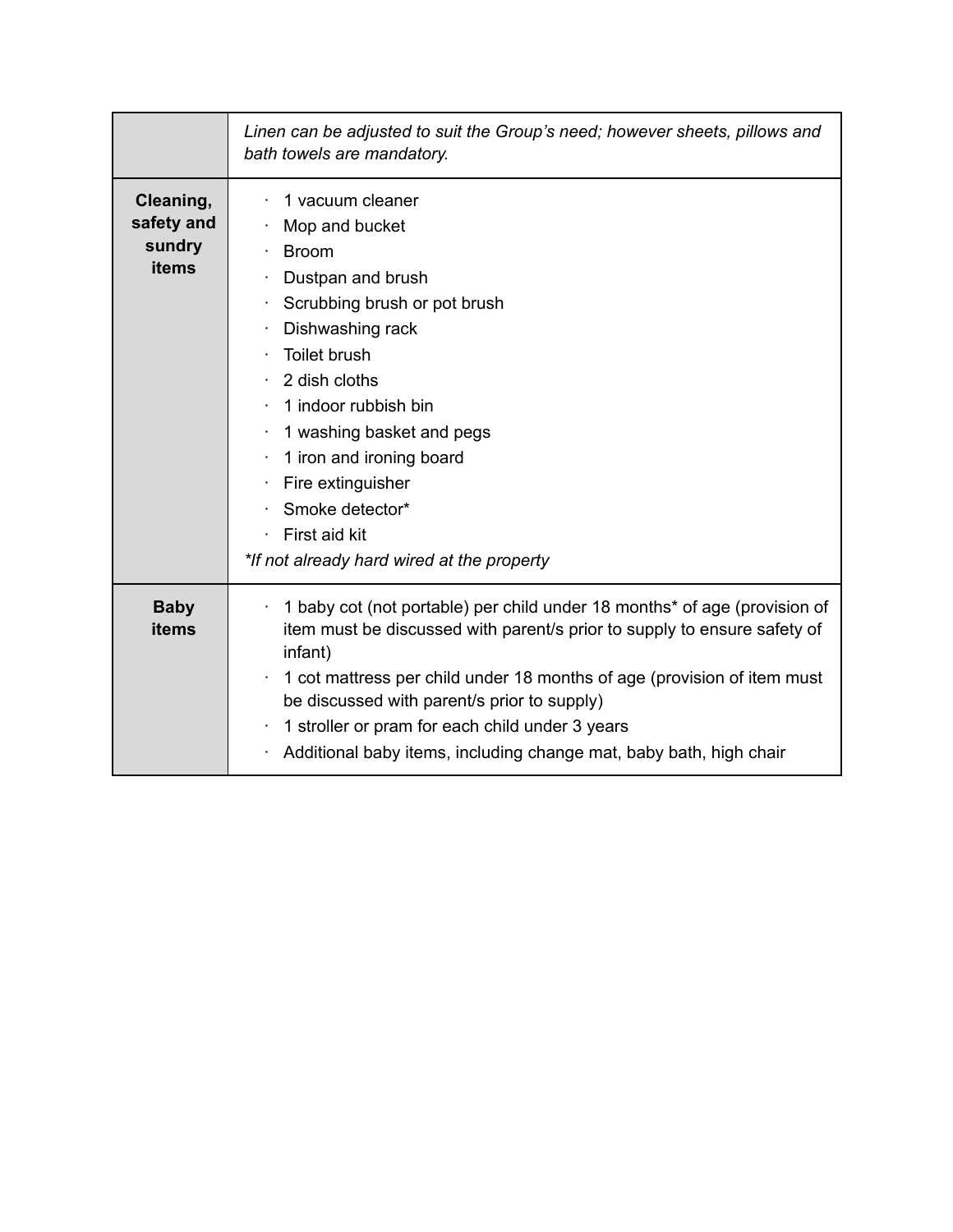| | |
|---|---|
| | *Linen can be adjusted to suit the Group's need; however sheets, pillows and bath towels are mandatory.* |
| **Cleaning, safety and sundry items** | · 1 vacuum cleaner<br>· Mop and bucket<br>· Broom<br>· Dustpan and brush<br>· Scrubbing brush or pot brush<br>· Dishwashing rack<br>· Toilet brush<br>· 2 dish cloths<br>· 1 indoor rubbish bin<br>· 1 washing basket and pegs<br>· 1 iron and ironing board<br>· Fire extinguisher<br>· Smoke detector*<br>· First aid kit<br>*\*If not already hard wired at the property* |
| **Baby items** | · 1 baby cot (not portable) per child under 18 months* of age (provision of item must be discussed with parent/s prior to supply to ensure safety of infant)<br>· 1 cot mattress per child under 18 months of age (provision of item must be discussed with parent/s prior to supply)<br>· 1 stroller or pram for each child under 3 years<br>· Additional baby items, including change mat, baby bath, high chair |